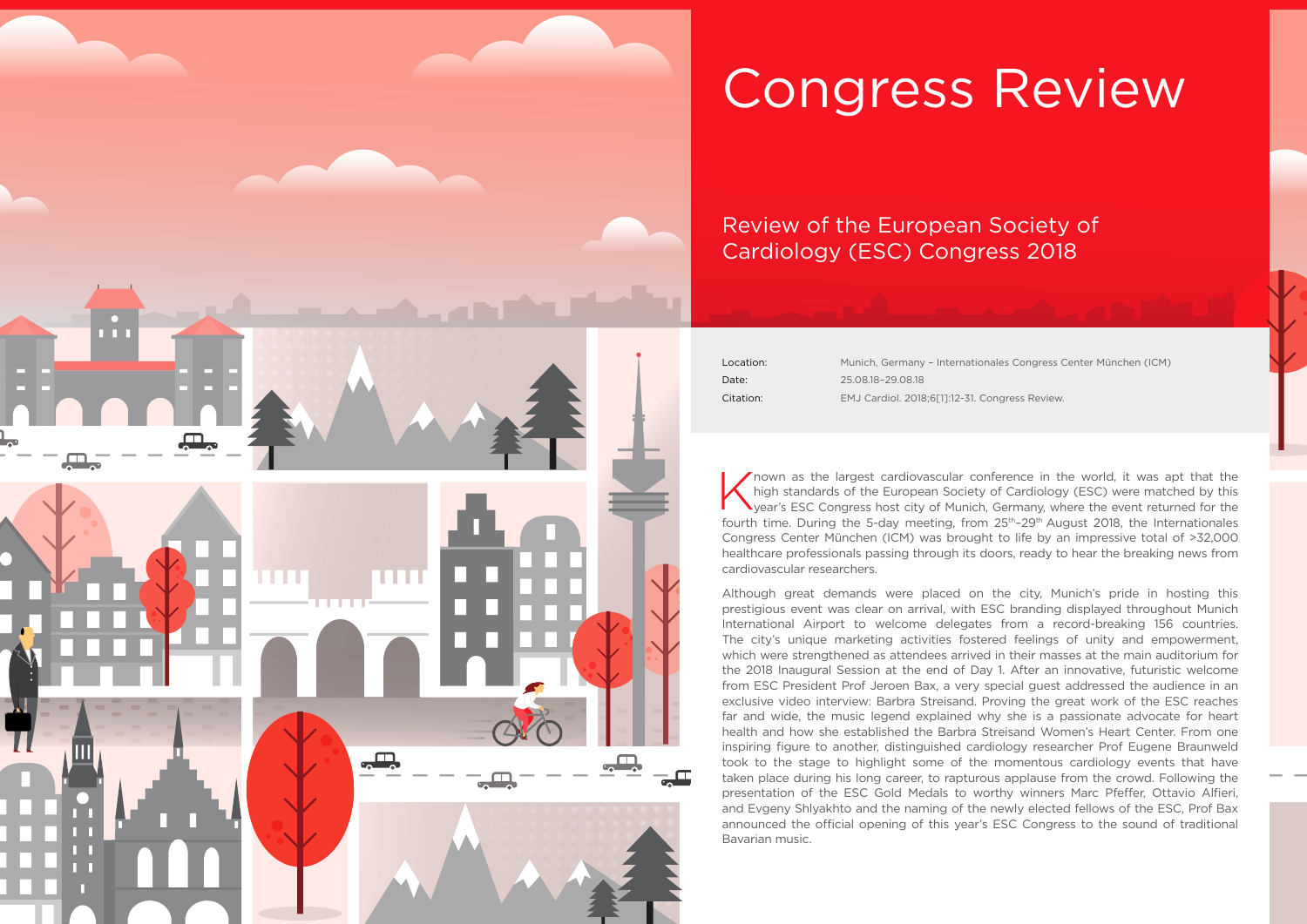# Congress Review

## Review of the European Society of Cardiology (ESC) Congress 2018

| | |
|---|---|
| Location: | Munich, Germany – Internationales Congress Center München (ICM) |
| Date: | 25.08.18–29.08.18 |
| Citation: | EMJ Cardiol. 2018;6[1]:12-31. Congress Review. |

Known as the largest cardiovascular conference in the world, it was apt that the high standards of the European Society of Cardiology (ESC) were matched by this year's ESC Congress host city of Munich, Germany, where the event returned for the fourth time. During the 5-day meeting, from 25th–29th August 2018, the Internationales Congress Center München (ICM) was brought to life by an impressive total of >32,000 healthcare professionals passing through its doors, ready to hear the breaking news from cardiovascular researchers.

Although great demands were placed on the city, Munich's pride in hosting this prestigious event was clear on arrival, with ESC branding displayed throughout Munich International Airport to welcome delegates from a record-breaking 156 countries. The city's unique marketing activities fostered feelings of unity and empowerment, which were strengthened as attendees arrived in their masses at the main auditorium for the 2018 Inaugural Session at the end of Day 1. After an innovative, futuristic welcome from ESC President Prof Jeroen Bax, a very special guest addressed the audience in an exclusive video interview: Barbra Streisand. Proving the great work of the ESC reaches far and wide, the music legend explained why she is a passionate advocate for heart health and how she established the Barbra Streisand Women's Heart Center. From one inspiring figure to another, distinguished cardiology researcher Prof Eugene Braunweld took to the stage to highlight some of the momentous cardiology events that have taken place during his long career, to rapturous applause from the crowd. Following the presentation of the ESC Gold Medals to worthy winners Marc Pfeffer, Ottavio Alfieri, and Evgeny Shlyakhto and the naming of the newly elected fellows of the ESC, Prof Bax announced the official opening of this year's ESC Congress to the sound of traditional Bavarian music.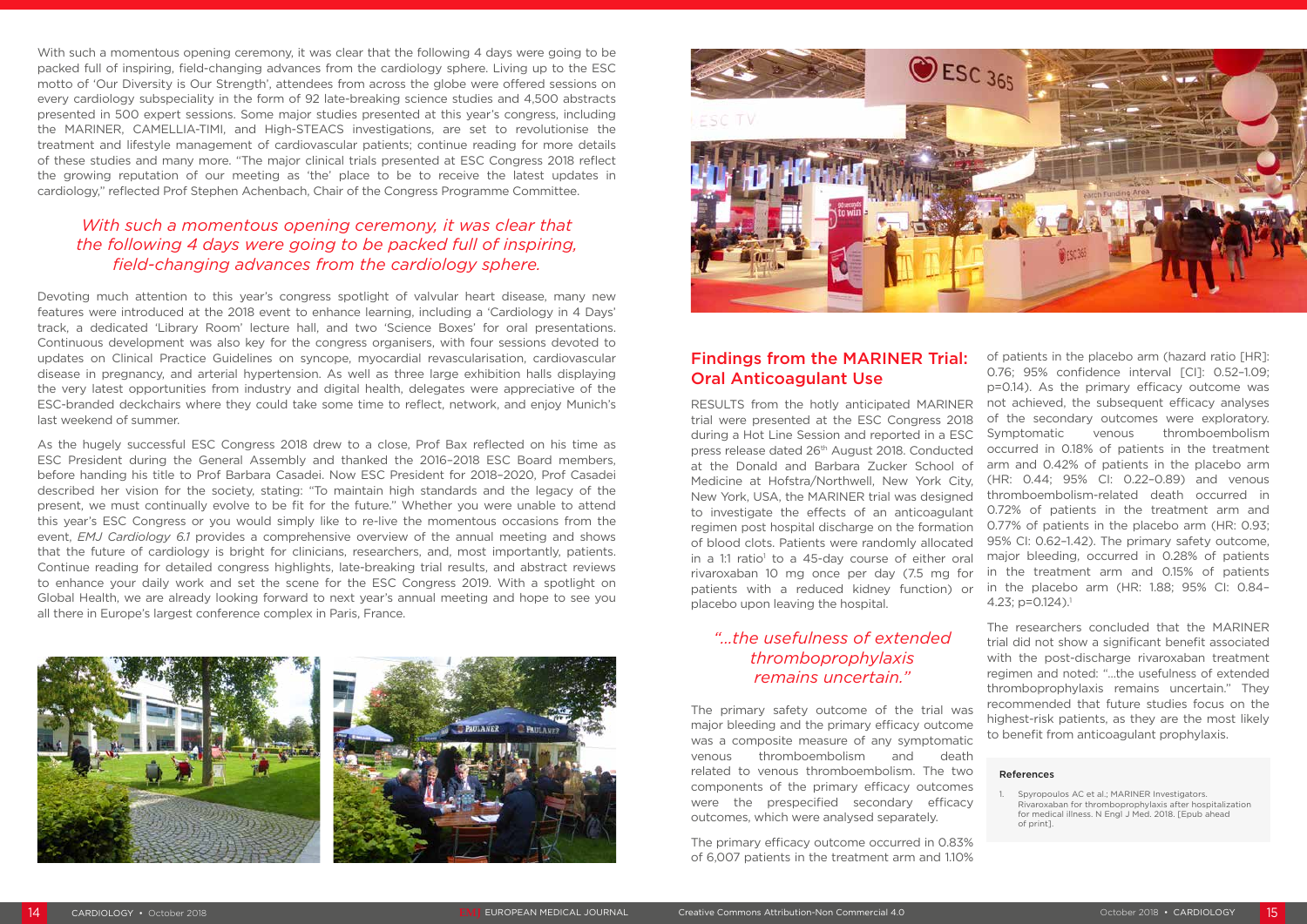With such a momentous opening ceremony, it was clear that the following 4 days were going to be packed full of inspiring, field-changing advances from the cardiology sphere. Living up to the ESC motto of 'Our Diversity is Our Strength', attendees from across the globe were offered sessions on every cardiology subspeciality in the form of 92 late-breaking science studies and 4,500 abstracts presented in 500 expert sessions. Some major studies presented at this year's congress, including the MARINER, CAMELLIA-TIMI, and High-STEACS investigations, are set to revolutionise the treatment and lifestyle management of cardiovascular patients; continue reading for more details of these studies and many more. "The major clinical trials presented at ESC Congress 2018 reflect the growing reputation of our meeting as 'the' place to be to receive the latest updates in cardiology," reflected Prof Stephen Achenbach, Chair of the Congress Programme Committee.

*With such a momentous opening ceremony, it was clear that the following 4 days were going to be packed full of inspiring, field-changing advances from the cardiology sphere.*

Devoting much attention to this year's congress spotlight of valvular heart disease, many new features were introduced at the 2018 event to enhance learning, including a 'Cardiology in 4 Days' track, a dedicated 'Library Room' lecture hall, and two 'Science Boxes' for oral presentations. Continuous development was also key for the congress organisers, with four sessions devoted to updates on Clinical Practice Guidelines on syncope, myocardial revascularisation, cardiovascular disease in pregnancy, and arterial hypertension. As well as three large exhibition halls displaying the very latest opportunities from industry and digital health, delegates were appreciative of the ESC-branded deckchairs where they could take some time to reflect, network, and enjoy Munich's last weekend of summer.

As the hugely successful ESC Congress 2018 drew to a close, Prof Bax reflected on his time as ESC President during the General Assembly and thanked the 2016–2018 ESC Board members, before handing his title to Prof Barbara Casadei. Now ESC President for 2018–2020, Prof Casadei described her vision for the society, stating: "To maintain high standards and the legacy of the present, we must continually evolve to be fit for the future." Whether you were unable to attend this year's ESC Congress or you would simply like to re-live the momentous occasions from the event, *EMJ Cardiology 6.1* provides a comprehensive overview of the annual meeting and shows that the future of cardiology is bright for clinicians, researchers, and, most importantly, patients. Continue reading for detailed congress highlights, late-breaking trial results, and abstract reviews to enhance your daily work and set the scene for the ESC Congress 2019. With a spotlight on Global Health, we are already looking forward to next year's annual meeting and hope to see you all there in Europe's largest conference complex in Paris, France.

## Findings from the MARINER Trial: Oral Anticoagulant Use

RESULTS from the hotly anticipated MARINER trial were presented at the ESC Congress 2018 during a Hot Line Session and reported in a ESC press release dated 26th August 2018. Conducted at the Donald and Barbara Zucker School of Medicine at Hofstra/Northwell, New York City, New York, USA, the MARINER trial was designed to investigate the effects of an anticoagulant regimen post hospital discharge on the formation of blood clots. Patients were randomly allocated in a 1:1 ratio[1] to a 45-day course of either oral rivaroxaban 10 mg once per day (7.5 mg for patients with a reduced kidney function) or placebo upon leaving the hospital.

*"...the usefulness of extended thromboprophylaxis remains uncertain."*

The primary safety outcome of the trial was major bleeding and the primary efficacy outcome was a composite measure of any symptomatic venous thromboembolism and death related to venous thromboembolism. The two components of the primary efficacy outcomes were the prespecified secondary efficacy outcomes, which were analysed separately.

The primary efficacy outcome occurred in 0.83% of 6,007 patients in the treatment arm and 1.10% of patients in the placebo arm (hazard ratio [HR]: 0.76; 95% confidence interval [CI]: 0.52–1.09; p=0.14). As the primary efficacy outcome was not achieved, the subsequent efficacy analyses of the secondary outcomes were exploratory. Symptomatic venous thromboembolism occurred in 0.18% of patients in the treatment arm and 0.42% of patients in the placebo arm (HR: 0.44; 95% CI: 0.22–0.89) and venous thromboembolism-related death occurred in 0.72% of patients in the treatment arm and 0.77% of patients in the placebo arm (HR: 0.93; 95% CI: 0.62–1.42). The primary safety outcome, major bleeding, occurred in 0.28% of patients in the treatment arm and 0.15% of patients in the placebo arm (HR: 1.88; 95% CI: 0.84–4.23; p=0.124).[1]

The researchers concluded that the MARINER trial did not show a significant benefit associated with the post-discharge rivaroxaban treatment regimen and noted: "...the usefulness of extended thromboprophylaxis remains uncertain." They recommended that future studies focus on the highest-risk patients, as they are the most likely to benefit from anticoagulant prophylaxis.

### References

1. Spyropoulos AC et al.; MARINER Investigators. Rivaroxaban for thromboprophylaxis after hospitalization for medical illness. N Engl J Med. 2018. [Epub ahead of print].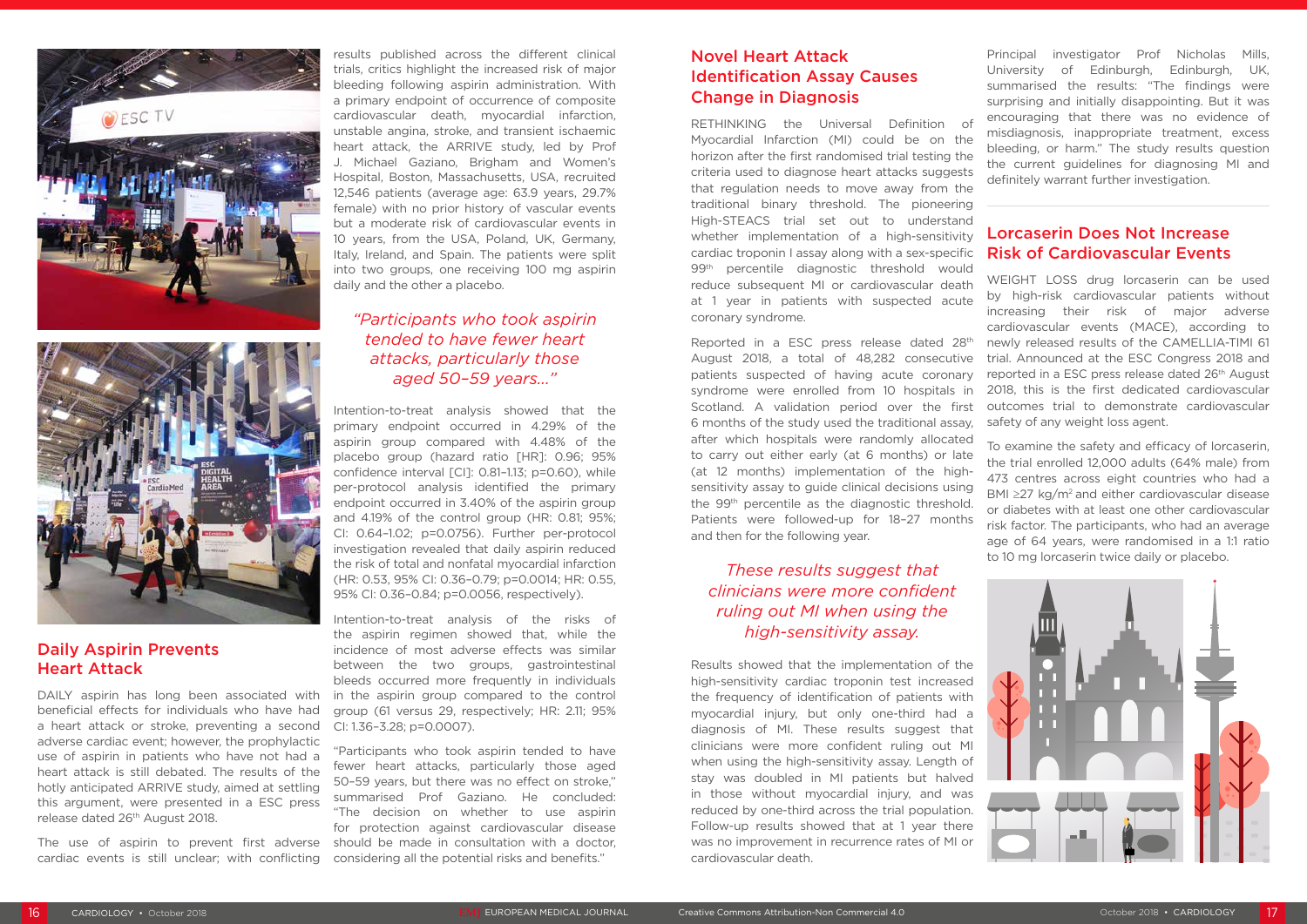## Daily Aspirin Prevents Heart Attack

DAILY aspirin has long been associated with beneficial effects for individuals who have had a heart attack or stroke, preventing a second adverse cardiac event; however, the prophylactic use of aspirin in patients who have not had a heart attack is still debated. The results of the hotly anticipated ARRIVE study, aimed at settling this argument, were presented in a ESC press release dated 26th August 2018.

The use of aspirin to prevent first adverse cardiac events is still unclear; with conflicting results published across the different clinical trials, critics highlight the increased risk of major bleeding following aspirin administration. With a primary endpoint of occurrence of composite cardiovascular death, myocardial infarction, unstable angina, stroke, and transient ischaemic heart attack, the ARRIVE study, led by Prof J. Michael Gaziano, Brigham and Women's Hospital, Boston, Massachusetts, USA, recruited 12,546 patients (average age: 63.9 years, 29.7% female) with no prior history of vascular events but a moderate risk of cardiovascular events in 10 years, from the USA, Poland, UK, Germany, Italy, Ireland, and Spain. The patients were split into two groups, one receiving 100 mg aspirin daily and the other a placebo.

*"Participants who took aspirin tended to have fewer heart attacks, particularly those aged 50–59 years..."*

Intention-to-treat analysis showed that the primary endpoint occurred in 4.29% of the aspirin group compared with 4.48% of the placebo group (hazard ratio [HR]: 0.96; 95% confidence interval [CI]: 0.81–1.13; $p=0.60$), while per-protocol analysis identified the primary endpoint occurred in 3.40% of the aspirin group and 4.19% of the control group (HR: 0.81; 95%; CI: 0.64–1.02; $p=0.0756$). Further per-protocol investigation revealed that daily aspirin reduced the risk of total and nonfatal myocardial infarction (HR: 0.53, 95% CI: 0.36–0.79; $p=0.0014$; HR: 0.55, 95% CI: 0.36–0.84; $p=0.0056$, respectively).

Intention-to-treat analysis of the risks of the aspirin regimen showed that, while the incidence of most adverse effects was similar between the two groups, gastrointestinal bleeds occurred more frequently in individuals in the aspirin group compared to the control group (61 versus 29, respectively; HR: 2.11; 95% CI: 1.36–3.28; $p=0.0007$).

"Participants who took aspirin tended to have fewer heart attacks, particularly those aged 50–59 years, but there was no effect on stroke," summarised Prof Gaziano. He concluded: "The decision on whether to use aspirin for protection against cardiovascular disease should be made in consultation with a doctor, considering all the potential risks and benefits."

## Novel Heart Attack Identification Assay Causes Change in Diagnosis

RETHINKING the Universal Definition of Myocardial Infarction (MI) could be on the horizon after the first randomised trial testing the criteria used to diagnose heart attacks suggests that regulation needs to move away from the traditional binary threshold. The pioneering High-STEACS trial set out to understand whether implementation of a high-sensitivity cardiac troponin I assay along with a sex-specific 99th percentile diagnostic threshold would reduce subsequent MI or cardiovascular death at 1 year in patients with suspected acute coronary syndrome.

Reported in a ESC press release dated 28th August 2018, a total of 48,282 consecutive patients suspected of having acute coronary syndrome were enrolled from 10 hospitals in Scotland. A validation period over the first 6 months of the study used the traditional assay, after which hospitals were randomly allocated to carry out either early (at 6 months) or late (at 12 months) implementation of the high-sensitivity assay to guide clinical decisions using the 99th percentile as the diagnostic threshold. Patients were followed-up for 18–27 months and then for the following year.

*These results suggest that clinicians were more confident ruling out MI when using the high-sensitivity assay.*

Results showed that the implementation of the high-sensitivity cardiac troponin test increased the frequency of identification of patients with myocardial injury, but only one-third had a diagnosis of MI. These results suggest that clinicians were more confident ruling out MI when using the high-sensitivity assay. Length of stay was doubled in MI patients but halved in those without myocardial injury, and was reduced by one-third across the trial population. Follow-up results showed that at 1 year there was no improvement in recurrence rates of MI or cardiovascular death.

Principal investigator Prof Nicholas Mills, University of Edinburgh, Edinburgh, UK, summarised the results: "The findings were surprising and initially disappointing. But it was encouraging that there was no evidence of misdiagnosis, inappropriate treatment, excess bleeding, or harm." The study results question the current guidelines for diagnosing MI and definitely warrant further investigation.

## Lorcaserin Does Not Increase Risk of Cardiovascular Events

WEIGHT LOSS drug lorcaserin can be used by high-risk cardiovascular patients without increasing their risk of major adverse cardiovascular events (MACE), according to newly released results of the CAMELLIA-TIMI 61 trial. Announced at the ESC Congress 2018 and reported in a ESC press release dated 26th August 2018, this is the first dedicated cardiovascular outcomes trial to demonstrate cardiovascular safety of any weight loss agent.

To examine the safety and efficacy of lorcaserin, the trial enrolled 12,000 adults (64% male) from 473 centres across eight countries who had a BMI ≥27 kg/m$^2$ and either cardiovascular disease or diabetes with at least one other cardiovascular risk factor. The participants, who had an average age of 64 years, were randomised in a 1:1 ratio to 10 mg lorcaserin twice daily or placebo.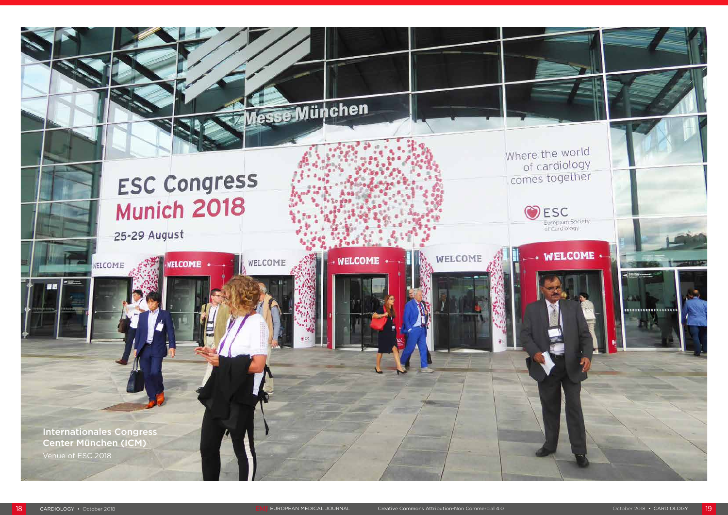**Internationales Congress Center München (ICM)**

Venue of ESC 2018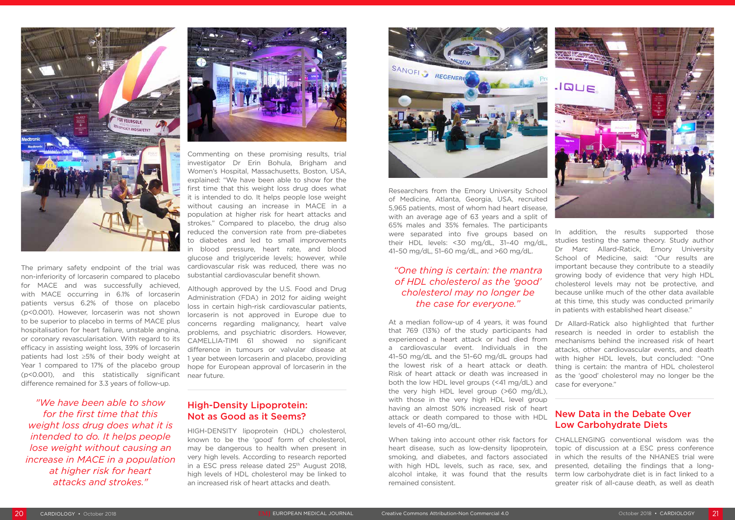The primary safety endpoint of the trial was non-inferiority of lorcaserin compared to placebo for MACE and was successfully achieved, with MACE occurring in 6.1% of lorcaserin patients versus 6.2% of those on placebo ($p<0.001$). However, lorcaserin was not shown to be superior to placebo in terms of MACE plus hospitalisation for heart failure, unstable angina, or coronary revascularisation. With regard to its efficacy in assisting weight loss, 39% of lorcaserin patients had lost ≥5% of their body weight at Year 1 compared to 17% of the placebo group ($p<0.001$), and this statistically significant difference remained for 3.3 years of follow-up.

*"We have been able to show for the first time that this weight loss drug does what it is intended to do. It helps people lose weight without causing an increase in MACE in a population at higher risk for heart attacks and strokes."*

Commenting on these promising results, trial investigator Dr Erin Bohula, Brigham and Women's Hospital, Massachusetts, Boston, USA, explained: "We have been able to show for the first time that this weight loss drug does what it is intended to do. It helps people lose weight without causing an increase in MACE in a population at higher risk for heart attacks and strokes." Compared to placebo, the drug also reduced the conversion rate from pre-diabetes to diabetes and led to small improvements in blood pressure, heart rate, and blood glucose and triglyceride levels; however, while cardiovascular risk was reduced, there was no substantial cardiovascular benefit shown.

Although approved by the U.S. Food and Drug Administration (FDA) in 2012 for aiding weight loss in certain high-risk cardiovascular patients, lorcaserin is not approved in Europe due to concerns regarding malignancy, heart valve problems, and psychiatric disorders. However, CAMELLIA-TIMI 61 showed no significant difference in tumours or valvular disease at 1 year between lorcaserin and placebo, providing hope for European approval of lorcaserin in the near future.

## High-Density Lipoprotein: Not as Good as it Seems?

HIGH-DENSITY lipoprotein (HDL) cholesterol, known to be the 'good' form of cholesterol, may be dangerous to health when present in very high levels. According to research reported in a ESC press release dated 25th August 2018, high levels of HDL cholesterol may be linked to an increased risk of heart attacks and death.

Researchers from the Emory University School of Medicine, Atlanta, Georgia, USA, recruited 5,965 patients, most of whom had heart disease, with an average age of 63 years and a split of 65% males and 35% females. The participants were separated into five groups based on their HDL levels: <30 mg/dL, 31–40 mg/dL, 41–50 mg/dL, 51–60 mg/dL, and >60 mg/dL.

*"One thing is certain: the mantra of HDL cholesterol as the 'good' cholesterol may no longer be the case for everyone."*

At a median follow-up of 4 years, it was found that 769 (13%) of the study participants had experienced a heart attack or had died from a cardiovascular event. Individuals in the 41–50 mg/dL and the 51–60 mg/dL groups had the lowest risk of a heart attack or death. Risk of heart attack or death was increased in both the low HDL level groups (<41 mg/dL) and the very high HDL level group (>60 mg/dL), with those in the very high HDL level group having an almost 50% increased risk of heart attack or death compared to those with HDL levels of 41–50 mg/dL.

When taking into account other risk factors for heart disease, such as low-density lipoprotein, smoking, and diabetes, and factors associated with high HDL levels, such as race, sex, and alcohol intake, it was found that the results remained consistent.

In addition, the results supported those studies testing the same theory. Study author Dr Marc Allard-Ratick, Emory University School of Medicine, said: "Our results are important because they contribute to a steadily growing body of evidence that very high HDL cholesterol levels may not be protective, and because unlike much of the other data available at this time, this study was conducted primarily in patients with established heart disease."

Dr Allard-Ratick also highlighted that further research is needed in order to establish the mechanisms behind the increased risk of heart attacks, other cardiovascular events, and death with higher HDL levels, but concluded: "One thing is certain: the mantra of HDL cholesterol as the 'good' cholesterol may no longer be the case for everyone."

## New Data in the Debate Over Low Carbohydrate Diets

CHALLENGING conventional wisdom was the topic of discussion at a ESC press conference in which the results of the NHANES trial were presented, detailing the findings that a long-term low carbohydrate diet is in fact linked to a greater risk of all-cause death, as well as death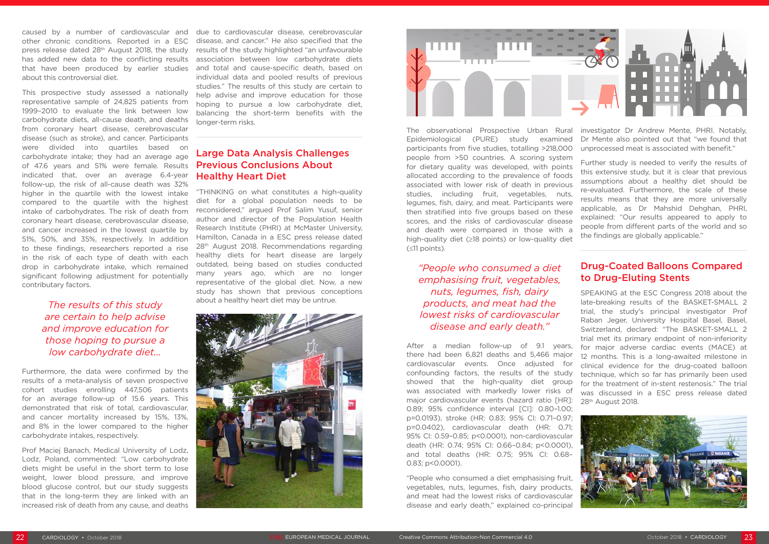caused by a number of cardiovascular and other chronic conditions. Reported in a ESC press release dated 28th August 2018, the study has added new data to the conflicting results that have been produced by earlier studies about this controversial diet.

This prospective study assessed a nationally representative sample of 24,825 patients from 1999–2010 to evaluate the link between low carbohydrate diets, all-cause death, and deaths from coronary heart disease, cerebrovascular disease (such as stroke), and cancer. Participants were divided into quartiles based on carbohydrate intake; they had an average age of 47.6 years and 51% were female. Results indicated that, over an average 6.4-year follow-up, the risk of all-cause death was 32% higher in the quartile with the lowest intake compared to the quartile with the highest intake of carbohydrates. The risk of death from coronary heart disease, cerebrovascular disease, and cancer increased in the lowest quartile by 51%, 50%, and 35%, respectively. In addition to these findings, researchers reported a rise in the risk of each type of death with each drop in carbohydrate intake, which remained significant following adjustment for potentially contributary factors.

> *The results of this study are certain to help advise and improve education for those hoping to pursue a low carbohydrate diet...*

Furthermore, the data were confirmed by the results of a meta-analysis of seven prospective cohort studies enrolling 447,506 patients for an average follow-up of 15.6 years. This demonstrated that risk of total, cardiovascular, and cancer mortality increased by 15%, 13%, and 8% in the lower compared to the higher carbohydrate intakes, respectively.

Prof Maciej Banach, Medical University of Lodz, Lodz, Poland, commented: "Low carbohydrate diets might be useful in the short term to lose weight, lower blood pressure, and improve blood glucose control, but our study suggests that in the long-term they are linked with an increased risk of death from any cause, and deaths due to cardiovascular disease, cerebrovascular disease, and cancer." He also specified that the results of the study highlighted "an unfavourable association between low carbohydrate diets and total and cause-specific death, based on individual data and pooled results of previous studies." The results of this study are certain to help advise and improve education for those hoping to pursue a low carbohydrate diet, balancing the short-term benefits with the longer-term risks.

## Large Data Analysis Challenges Previous Conclusion About Healthy Heart Diet

"THINKING on what constitutes a high-quality diet for a global population needs to be reconsidered," argued Prof Salim Yusuf, senior author and director of the Population Health Research Institute (PHRI) at McMaster University, Hamilton, Canada in a ESC press release dated 28th August 2018. Recommendations regarding healthy diets for heart disease are largely outdated, being based on studies conducted many years ago, which are no longer representative of the global diet. Now, a new study has shown that previous conceptions about a healthy heart diet may be untrue.

The observational Prospective Urban Rural Epidemiological (PURE) study examined participants from five studies, totalling >218,000 people from >50 countries. A scoring system for dietary quality was developed, with points allocated according to the prevalence of foods associated with lower risk of death in previous studies, including fruit, vegetables, nuts, legumes, fish, dairy, and meat. Participants were then stratified into five groups based on these scores, and the risks of cardiovascular disease and death were compared in those with a high-quality diet (≥18 points) or low-quality diet (≤11 points).

> *"People who consumed a diet emphasising fruit, vegetables, nuts, legumes, fish, dairy products, and meat had the lowest risks of cardiovascular disease and early death."*

After a median follow-up of 9.1 years, there had been 6,821 deaths and 5,466 major cardiovascular events. Once adjusted for confounding factors, the results of the study showed that the high-quality diet group was associated with markedly lower risks of major cardiovascular events (hazard ratio [HR]: 0.89; 95% confidence interval [CI]: 0.80–1.00; p=0.0193), stroke (HR: 0.83; 95% CI: 0.71–0.97; p=0.0402), cardiovascular death (HR: 0.71; 95% CI: 0.59–0.85; p<0.0001), non-cardiovascular death (HR: 0.74; 95% CI: 0.66–0.84; p<0.0001), and total deaths (HR: 0.75; 95% CI: 0.68–0.83; p<0.0001).

"People who consumed a diet emphasising fruit, vegetables, nuts, legumes, fish, dairy products, and meat had the lowest risks of cardiovascular disease and early death," explained co-principal investigator Dr Andrew Mente, PHRI. Notably, Dr Mente also pointed out that "we found that unprocessed meat is associated with benefit."

Further study is needed to verify the results of this extensive study, but it is clear that previous assumptions about a healthy diet should be re-evaluated. Furthermore, the scale of these results means that they are more universally applicable, as Dr Mahshid Dehghan, PHRI, explained: "Our results appeared to apply to people from different parts of the world and so the findings are globally applicable."

## Drug-Coated Balloons Compared to Drug-Eluting Stents

SPEAKING at the ESC Congress 2018 about the late-breaking results of the BASKET-SMALL 2 trial, the study's principal investigator Prof Raban Jeger, University Hospital Basel, Basel, Switzerland, declared: "The BASKET-SMALL 2 trial met its primary endpoint of non-inferiority for major adverse cardiac events (MACE) at 12 months. This is a long-awaited milestone in clinical evidence for the drug-coated balloon technique, which so far has primarily been used for the treatment of in-stent restenosis." The trial was discussed in a ESC press release dated 28th August 2018.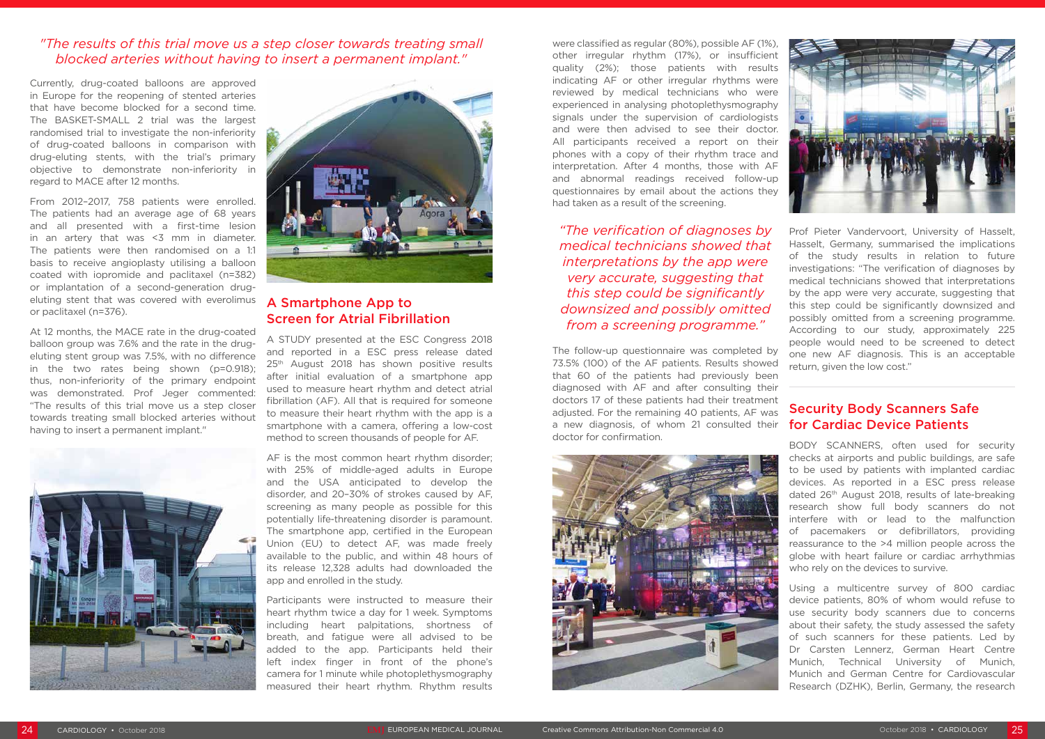*"The results of this trial move us a step closer towards treating small blocked arteries without having to insert a permanent implant."*

Currently, drug-coated balloons are approved in Europe for the reopening of stented arteries that have become blocked for a second time. The BASKET-SMALL 2 trial was the largest randomised trial to investigate the non-inferiority of drug-coated balloons in comparison with drug-eluting stents, with the trial's primary objective to demonstrate non-inferiority in regard to MACE after 12 months.

From 2012–2017, 758 patients were enrolled. The patients had an average age of 68 years and all presented with a first-time lesion in an artery that was <3 mm in diameter. The patients were then randomised on a 1:1 basis to receive angioplasty utilising a balloon coated with iopromide and paclitaxel (n=382) or implantation of a second-generation drug-eluting stent that was covered with everolimus or paclitaxel (n=376).

At 12 months, the MACE rate in the drug-coated balloon group was 7.6% and the rate in the drug-eluting stent group was 7.5%, with no difference in the two rates being shown (p=0.918); thus, non-inferiority of the primary endpoint was demonstrated. Prof Jeger commented: "The results of this trial move us a step closer towards treating small blocked arteries without having to insert a permanent implant."

## A Smartphone App to Screen for Atrial Fibrillation

A STUDY presented at the ESC Congress 2018 and reported in a ESC press release dated 25th August 2018 has shown positive results after initial evaluation of a smartphone app used to measure heart rhythm and detect atrial fibrillation (AF). All that is required for someone to measure their heart rhythm with the app is a smartphone with a camera, offering a low-cost method to screen thousands of people for AF.

AF is the most common heart rhythm disorder; with 25% of middle-aged adults in Europe and the USA anticipated to develop the disorder, and 20–30% of strokes caused by AF, screening as many people as possible for this potentially life-threatening disorder is paramount. The smartphone app, certified in the European Union (EU) to detect AF, was made freely available to the public, and within 48 hours of its release 12,328 adults had downloaded the app and enrolled in the study.

Participants were instructed to measure their heart rhythm twice a day for 1 week. Symptoms including heart palpitations, shortness of breath, and fatigue were all advised to be added to the app. Participants held their left index finger in front of the phone's camera for 1 minute while photoplethysmography measured their heart rhythm. Rhythm results were classified as regular (80%), possible AF (1%), other irregular rhythm (17%), or insufficient quality (2%); those patients with results indicating AF or other irregular rhythms were reviewed by medical technicians who were experienced in analysing photoplethysmography signals under the supervision of cardiologists and were then advised to see their doctor. All participants received a report on their phones with a copy of their rhythm trace and interpretation. After 4 months, those with AF and abnormal readings received follow-up questionnaires by email about the actions they had taken as a result of the screening.

*"The verification of diagnoses by medical technicians showed that interpretations by the app were very accurate, suggesting that this step could be significantly downsized and possibly omitted from a screening programme."*

The follow-up questionnaire was completed by 73.5% (100) of the AF patients. Results showed that 60 of the patients had previously been diagnosed with AF and after consulting their doctors 17 of these patients had their treatment adjusted. For the remaining 40 patients, AF was a new diagnosis, of whom 21 consulted their doctor for confirmation.

Prof Pieter Vandervoort, University of Hasselt, Hasselt, Germany, summarised the implications of the study results in relation to future investigations: "The verification of diagnoses by medical technicians showed that interpretations by the app were very accurate, suggesting that this step could be significantly downsized and possibly omitted from a screening programme. According to our study, approximately 225 people would need to be screened to detect one new AF diagnosis. This is an acceptable return, given the low cost."

## Security Body Scanners Safe for Cardiac Device Patients

BODY SCANNERS, often used for security checks at airports and public buildings, are safe to be used by patients with implanted cardiac devices. As reported in a ESC press release dated 26th August 2018, results of late-breaking research show full body scanners do not interfere with or lead to the malfunction of pacemakers or defibrillators, providing reassurance to the >4 million people across the globe with heart failure or cardiac arrhythmias who rely on the devices to survive.

Using a multicentre survey of 800 cardiac device patients, 80% of whom would refuse to use security body scanners due to concerns about their safety, the study assessed the safety of such scanners for these patients. Led by Dr Carsten Lennerz, German Heart Centre Munich, Technical University of Munich, Munich and German Centre for Cardiovascular Research (DZHK), Berlin, Germany, the research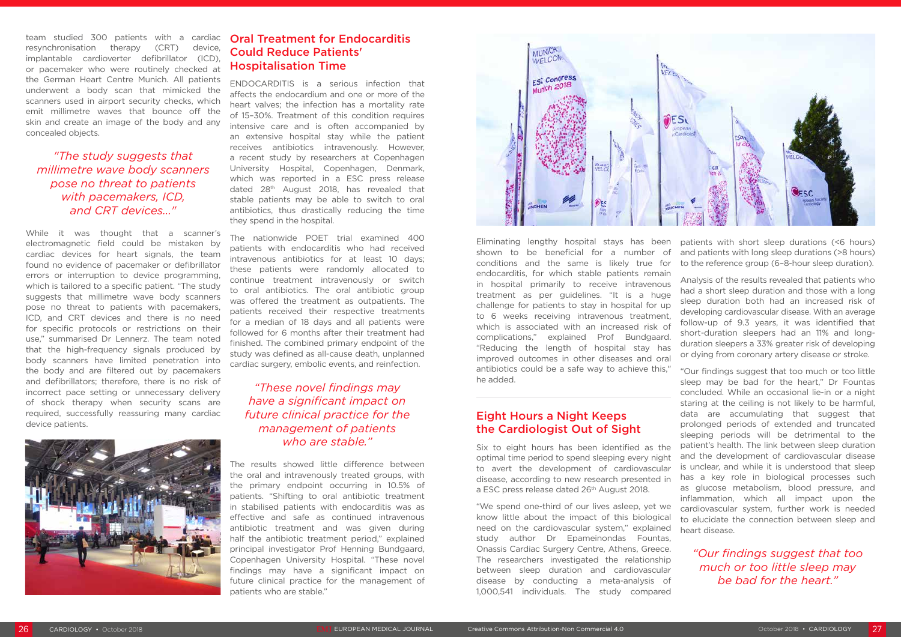team studied 300 patients with a cardiac resynchronisation therapy (CRT) device, implantable cardioverter defibrillator (ICD), or pacemaker who were routinely checked at the German Heart Centre Munich. All patients underwent a body scan that mimicked the scanners used in airport security checks, which emit millimetre waves that bounce off the skin and create an image of the body and any concealed objects.

*"The study suggests that millimetre wave body scanners pose no threat to patients with pacemakers, ICD, and CRT devices..."*

While it was thought that a scanner's electromagnetic field could be mistaken by cardiac devices for heart signals, the team found no evidence of pacemaker or defibrillator errors or interruption to device programming, which is tailored to a specific patient. "The study suggests that millimetre wave body scanners pose no threat to patients with pacemakers, ICD, and CRT devices and there is no need for specific protocols or restrictions on their use," summarised Dr Lennerz. The team noted that the high-frequency signals produced by body scanners have limited penetration into the body and are filtered out by pacemakers and defibrillators; therefore, there is no risk of incorrect pace setting or unnecessary delivery of shock therapy when security scans are required, successfully reassuring many cardiac device patients.

## Oral Treatment for Endocarditis Could Reduce Patients' Hospitalisation Time

ENDOCARDITIS is a serious infection that affects the endocardium and one or more of the heart valves; the infection has a mortality rate of 15–30%. Treatment of this condition requires intensive care and is often accompanied by an extensive hospital stay while the patient receives antibiotics intravenously. However, a recent study by researchers at Copenhagen University Hospital, Copenhagen, Denmark, which was reported in a ESC press release dated 28th August 2018, has revealed that stable patients may be able to switch to oral antibiotics, thus drastically reducing the time they spend in the hospital.

The nationwide POET trial examined 400 patients with endocarditis who had received intravenous antibiotics for at least 10 days; these patients were randomly allocated to continue treatment intravenously or switch to oral antibiotics. The oral antibiotic group was offered the treatment as outpatients. The patients received their respective treatments for a median of 18 days and all patients were followed for 6 months after their treatment had finished. The combined primary endpoint of the study was defined as all-cause death, unplanned cardiac surgery, embolic events, and reinfection.

*"These novel findings may have a significant impact on future clinical practice for the management of patients who are stable."*

The results showed little difference between the oral and intravenously treated groups, with the primary endpoint occurring in 10.5% of patients. "Shifting to oral antibiotic treatment in stabilised patients with endocarditis was as effective and safe as continued intravenous antibiotic treatment and was given during half the antibiotic treatment period," explained principal investigator Prof Henning Bundgaard, Copenhagen University Hospital. "These novel findings may have a significant impact on future clinical practice for the management of patients who are stable."

Eliminating lengthy hospital stays has been shown to be beneficial for a number of conditions and the same is likely true for endocarditis, for which stable patients remain in hospital primarily to receive intravenous treatment as per guidelines. "It is a huge challenge for patients to stay in hospital for up to 6 weeks receiving intravenous treatment, which is associated with an increased risk of complications," explained Prof Bundgaard. "Reducing the length of hospital stay has improved outcomes in other diseases and oral antibiotics could be a safe way to achieve this," he added.

## Eight Hours a Night Keeps the Cardiologist Out of Sight

Six to eight hours has been identified as the optimal time period to spend sleeping every night to avert the development of cardiovascular disease, according to new research presented in a ESC press release dated 26th August 2018.

"We spend one-third of our lives asleep, yet we know little about the impact of this biological need on the cardiovascular system," explained study author Dr Epameinondas Fountas, Onassis Cardiac Surgery Centre, Athens, Greece. The researchers investigated the relationship between sleep duration and cardiovascular disease by conducting a meta-analysis of 1,000,541 individuals. The study compared patients with short sleep durations (<6 hours) and patients with long sleep durations (>8 hours) to the reference group (6–8-hour sleep duration).

Analysis of the results revealed that patients who had a short sleep duration and those with a long sleep duration both had an increased risk of developing cardiovascular disease. With an average follow-up of 9.3 years, it was identified that short-duration sleepers had an 11% and long-duration sleepers a 33% greater risk of developing or dying from coronary artery disease or stroke.

"Our findings suggest that too much or too little sleep may be bad for the heart," Dr Fountas concluded. While an occasional lie-in or a night staring at the ceiling is not likely to be harmful, data are accumulating that suggest that prolonged periods of extended and truncated sleeping periods will be detrimental to the patient's health. The link between sleep duration and the development of cardiovascular disease is unclear, and while it is understood that sleep has a key role in biological processes such as glucose metabolism, blood pressure, and inflammation, which all impact upon the cardiovascular system, further work is needed to elucidate the connection between sleep and heart disease.

*"Our findings suggest that too much or too little sleep may be bad for the heart."*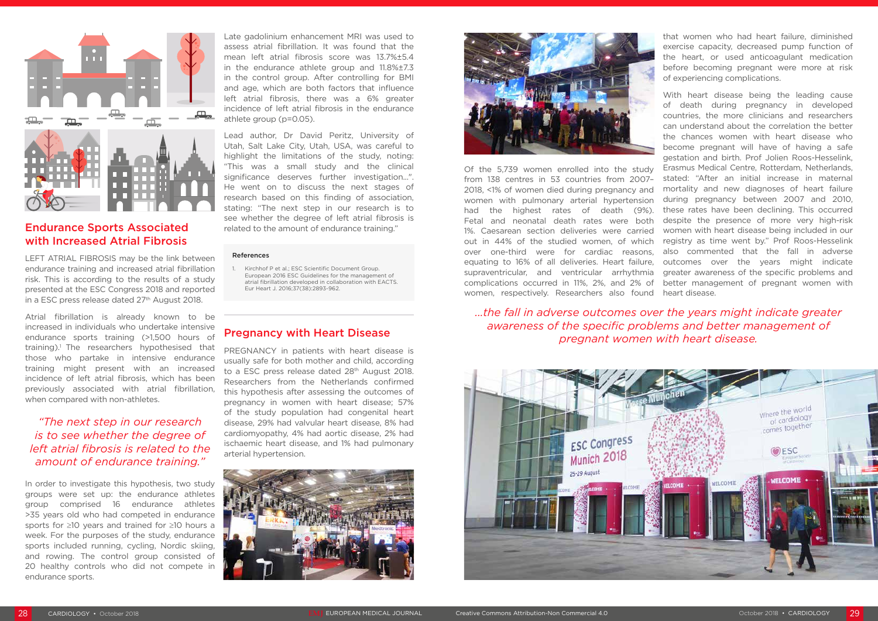## Endurance Sports Associated with Increased Atrial Fibrosis

LEFT ATRIAL FIBROSIS may be the link between endurance training and increased atrial fibrillation risk. This is according to the results of a study presented at the ESC Congress 2018 and reported in a ESC press release dated 27th August 2018.

Atrial fibrillation is already known to be increased in individuals who undertake intensive endurance sports training (>1,500 hours of training).[1] The researchers hypothesised that those who partake in intensive endurance training might present with an increased incidence of left atrial fibrosis, which has been previously associated with atrial fibrillation, when compared with non-athletes.

*"The next step in our research is to see whether the degree of left atrial fibrosis is related to the amount of endurance training."*

In order to investigate this hypothesis, two study groups were set up: the endurance athletes group comprised 16 endurance athletes >35 years old who had competed in endurance sports for ≥10 years and trained for ≥10 hours a week. For the purposes of the study, endurance sports included running, cycling, Nordic skiing, and rowing. The control group consisted of 20 healthy controls who did not compete in endurance sports.

Late gadolinium enhancement MRI was used to assess atrial fibrillation. It was found that the mean left atrial fibrosis score was 13.7%±5.4 in the endurance athlete group and 11.8%±7.3 in the control group. After controlling for BMI and age, which are both factors that influence left atrial fibrosis, there was a 6% greater incidence of left atrial fibrosis in the endurance athlete group ($p=0.05$).

Lead author, Dr David Peritz, University of Utah, Salt Lake City, Utah, USA, was careful to highlight the limitations of the study, noting: "This was a small study and the clinical significance deserves further investigation...". He went on to discuss the next stages of research based on this finding of association, stating: "The next step in our research is to see whether the degree of left atrial fibrosis is related to the amount of endurance training."

**References**

1. Kirchhof P et al.; ESC Scientific Document Group. European 2016 ESC Guidelines for the management of atrial fibrillation developed in collaboration with EACTS. Eur Heart J. 2016;37(38):2893-962.

## Pregnancy with Heart Disease

PREGNANCY in patients with heart disease is usually safe for both mother and child, according to a ESC press release dated 28th August 2018. Researchers from the Netherlands confirmed this hypothesis after assessing the outcomes of pregnancy in women with heart disease; 57% of the study population had congenital heart disease, 29% had valvular heart disease, 8% had cardiomyopathy, 4% had aortic disease, 2% had ischaemic heart disease, and 1% had pulmonary arterial hypertension.

Of the 5,739 women enrolled into the study from 138 centres in 53 countries from 2007–2018, <1% of women died during pregnancy and women with pulmonary arterial hypertension had the highest rates of death (9%). Fetal and neonatal death rates were both 1%. Caesarean section deliveries were carried out in 44% of the studied women, of which over one-third were for cardiac reasons, equating to 16% of all deliveries. Heart failure, supraventricular, and ventricular arrhythmia complications occurred in 11%, 2%, and 2% of women, respectively. Researchers also found that women who had heart failure, diminished exercise capacity, decreased pump function of the heart, or used anticoagulant medication before becoming pregnant were more at risk of experiencing complications.

With heart disease being the leading cause of death during pregnancy in developed countries, the more clinicians and researchers can understand about the correlation the better the chances women with heart disease who become pregnant will have of having a safe gestation and birth. Prof Jolien Roos-Hesselink, Erasmus Medical Centre, Rotterdam, Netherlands, stated: "After an initial increase in maternal mortality and new diagnoses of heart failure during pregnancy between 2007 and 2010, these rates have been declining. This occurred despite the presence of more very high-risk women with heart disease being included in our registry as time went by." Prof Roos-Hesselink also commented that the fall in adverse outcomes over the years might indicate greater awareness of the specific problems and better management of pregnant women with heart disease.

*...the fall in adverse outcomes over the years might indicate greater awareness of the specific problems and better management of pregnant women with heart disease.*